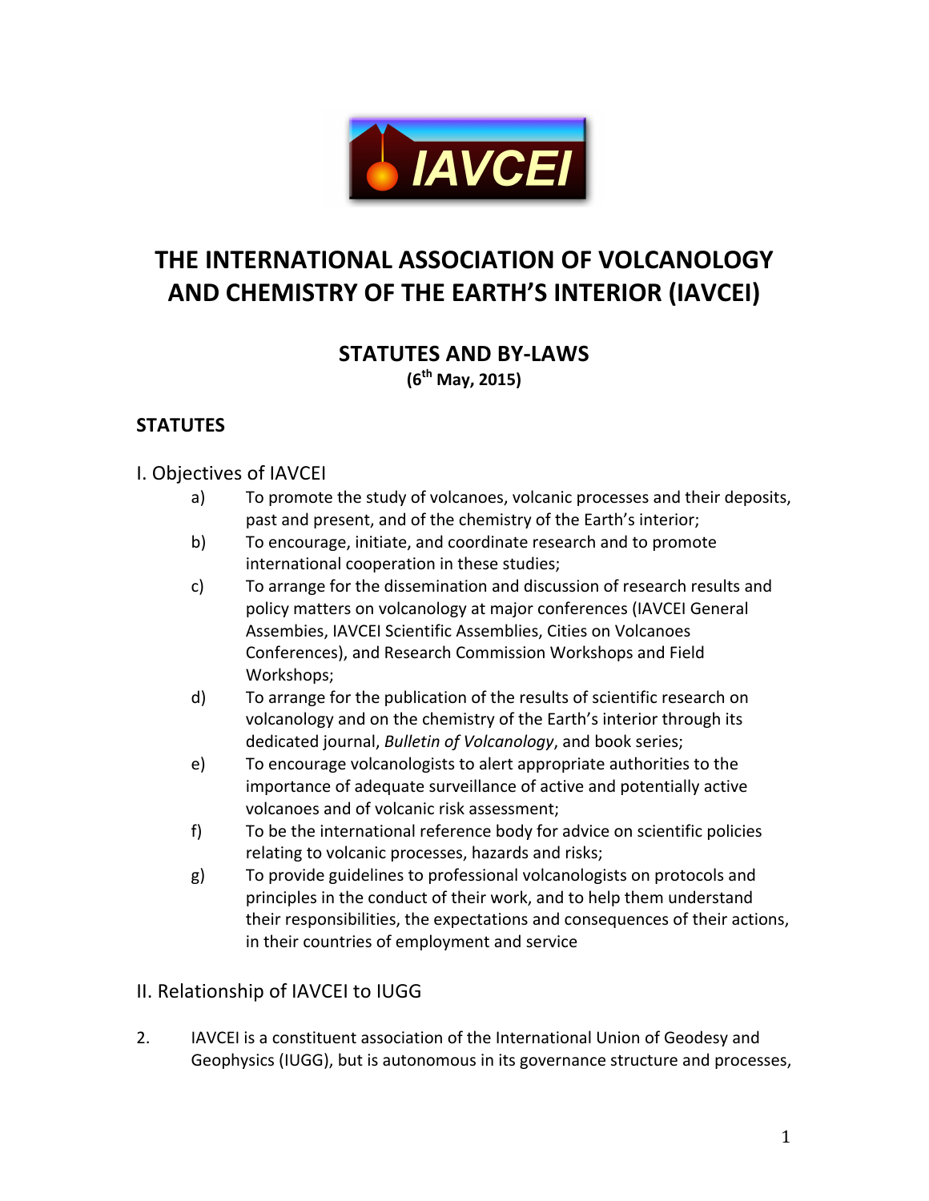# THE INTERNATIONAL ASSOCIATION OF VOLCANOLOGY AND CHEMISTRY OF THE EARTH'S INTERIOR (IAVCEI)

## STATUTES AND BY-LAWS

**(6th May, 2015)**

## STATUTES

### I. Objectives of IAVCEI

a) To promote the study of volcanoes, volcanic processes and their deposits, past and present, and of the chemistry of the Earth's interior;

b) To encourage, initiate, and coordinate research and to promote international cooperation in these studies;

c) To arrange for the dissemination and discussion of research results and policy matters on volcanology at major conferences (IAVCEI General Assemblies, IAVCEI Scientific Assemblies, Cities on Volcanoes Conferences), and Research Commission Workshops and Field Workshops;

d) To arrange for the publication of the results of scientific research on volcanology and on the chemistry of the Earth's interior through its dedicated journal, *Bulletin of Volcanology*, and book series;

e) To encourage volcanologists to alert appropriate authorities to the importance of adequate surveillance of active and potentially active volcanoes and of volcanic risk assessment;

f) To be the international reference body for advice on scientific policies relating to volcanic processes, hazards and risks;

g) To provide guidelines to professional volcanologists on protocols and principles in the conduct of their work, and to help them understand their responsibilities, the expectations and consequences of their actions, in their countries of employment and service

### II. Relationship of IAVCEI to IUGG

2. IAVCEI is a constituent association of the International Union of Geodesy and Geophysics (IUGG), but is autonomous in its governance structure and processes,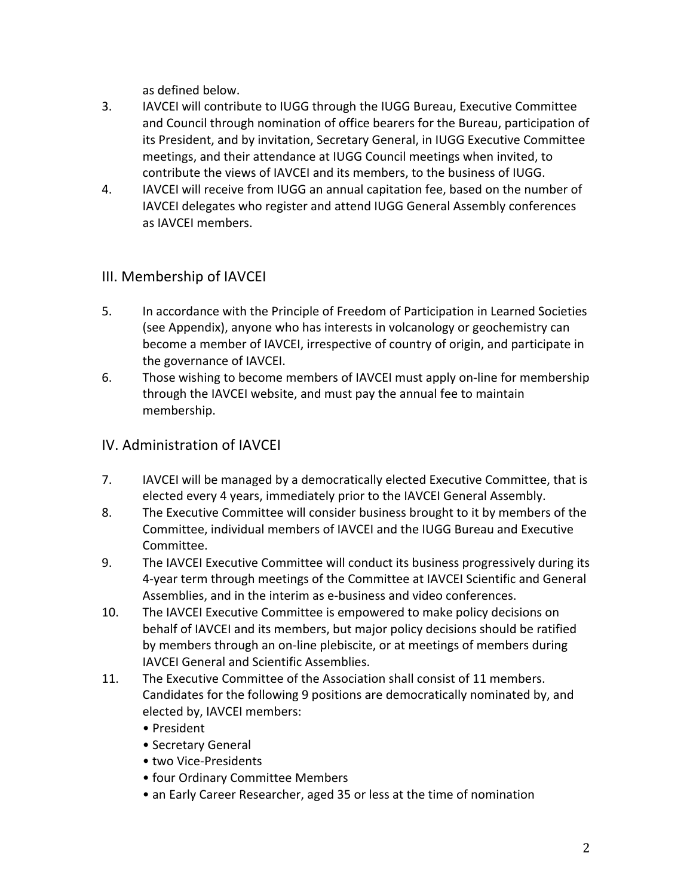as defined below.

3. IAVCEI will contribute to IUGG through the IUGG Bureau, Executive Committee and Council through nomination of office bearers for the Bureau, participation of its President, and by invitation, Secretary General, in IUGG Executive Committee meetings, and their attendance at IUGG Council meetings when invited, to contribute the views of IAVCEI and its members, to the business of IUGG.
4. IAVCEI will receive from IUGG an annual capitation fee, based on the number of IAVCEI delegates who register and attend IUGG General Assembly conferences as IAVCEI members.

## III. Membership of IAVCEI

5. In accordance with the Principle of Freedom of Participation in Learned Societies (see Appendix), anyone who has interests in volcanology or geochemistry can become a member of IAVCEI, irrespective of country of origin, and participate in the governance of IAVCEI.
6. Those wishing to become members of IAVCEI must apply on-line for membership through the IAVCEI website, and must pay the annual fee to maintain membership.

## IV. Administration of IAVCEI

7. IAVCEI will be managed by a democratically elected Executive Committee, that is elected every 4 years, immediately prior to the IAVCEI General Assembly.
8. The Executive Committee will consider business brought to it by members of the Committee, individual members of IAVCEI and the IUGG Bureau and Executive Committee.
9. The IAVCEI Executive Committee will conduct its business progressively during its 4-year term through meetings of the Committee at IAVCEI Scientific and General Assemblies, and in the interim as e-business and video conferences.
10. The IAVCEI Executive Committee is empowered to make policy decisions on behalf of IAVCEI and its members, but major policy decisions should be ratified by members through an on-line plebiscite, or at meetings of members during IAVCEI General and Scientific Assemblies.
11. The Executive Committee of the Association shall consist of 11 members. Candidates for the following 9 positions are democratically nominated by, and elected by, IAVCEI members:
    - President
    - Secretary General
    - two Vice-Presidents
    - four Ordinary Committee Members
    - an Early Career Researcher, aged 35 or less at the time of nomination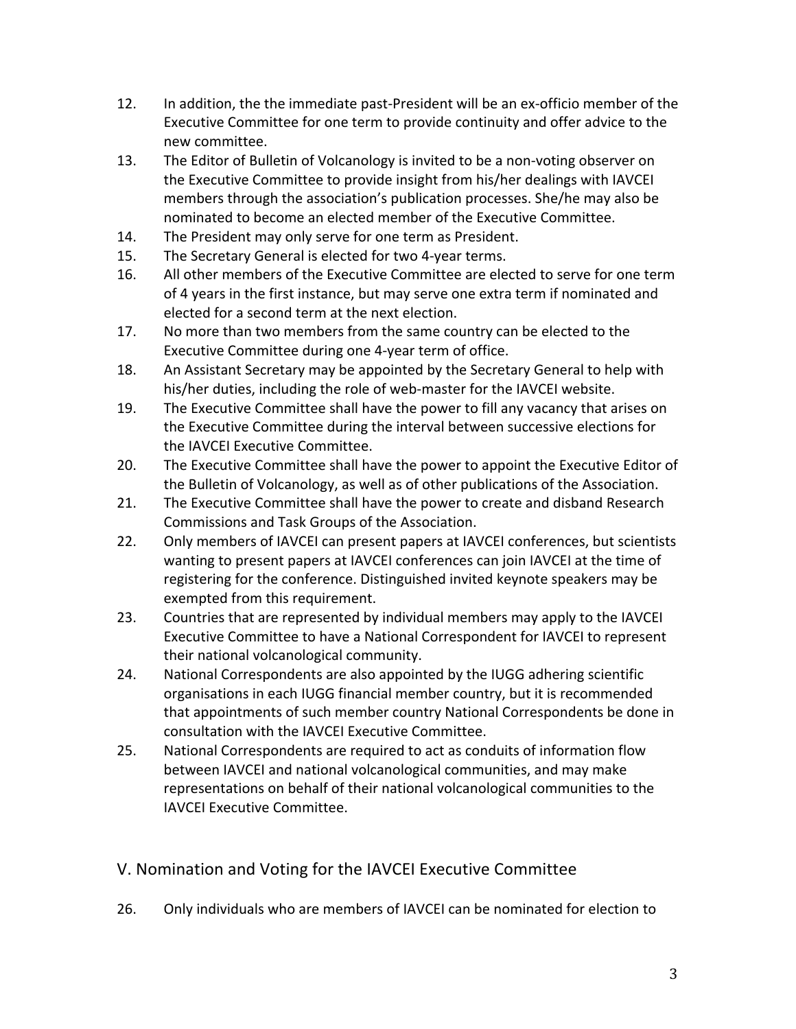12. In addition, the the immediate past-President will be an ex-officio member of the Executive Committee for one term to provide continuity and offer advice to the new committee.
13. The Editor of Bulletin of Volcanology is invited to be a non-voting observer on the Executive Committee to provide insight from his/her dealings with IAVCEI members through the association's publication processes. She/he may also be nominated to become an elected member of the Executive Committee.
14. The President may only serve for one term as President.
15. The Secretary General is elected for two 4-year terms.
16. All other members of the Executive Committee are elected to serve for one term of 4 years in the first instance, but may serve one extra term if nominated and elected for a second term at the next election.
17. No more than two members from the same country can be elected to the Executive Committee during one 4-year term of office.
18. An Assistant Secretary may be appointed by the Secretary General to help with his/her duties, including the role of web-master for the IAVCEI website.
19. The Executive Committee shall have the power to fill any vacancy that arises on the Executive Committee during the interval between successive elections for the IAVCEI Executive Committee.
20. The Executive Committee shall have the power to appoint the Executive Editor of the Bulletin of Volcanology, as well as of other publications of the Association.
21. The Executive Committee shall have the power to create and disband Research Commissions and Task Groups of the Association.
22. Only members of IAVCEI can present papers at IAVCEI conferences, but scientists wanting to present papers at IAVCEI conferences can join IAVCEI at the time of registering for the conference. Distinguished invited keynote speakers may be exempted from this requirement.
23. Countries that are represented by individual members may apply to the IAVCEI Executive Committee to have a National Correspondent for IAVCEI to represent their national volcanological community.
24. National Correspondents are also appointed by the IUGG adhering scientific organisations in each IUGG financial member country, but it is recommended that appointments of such member country National Correspondents be done in consultation with the IAVCEI Executive Committee.
25. National Correspondents are required to act as conduits of information flow between IAVCEI and national volcanological communities, and may make representations on behalf of their national volcanological communities to the IAVCEI Executive Committee.

## V. Nomination and Voting for the IAVCEI Executive Committee

26. Only individuals who are members of IAVCEI can be nominated for election to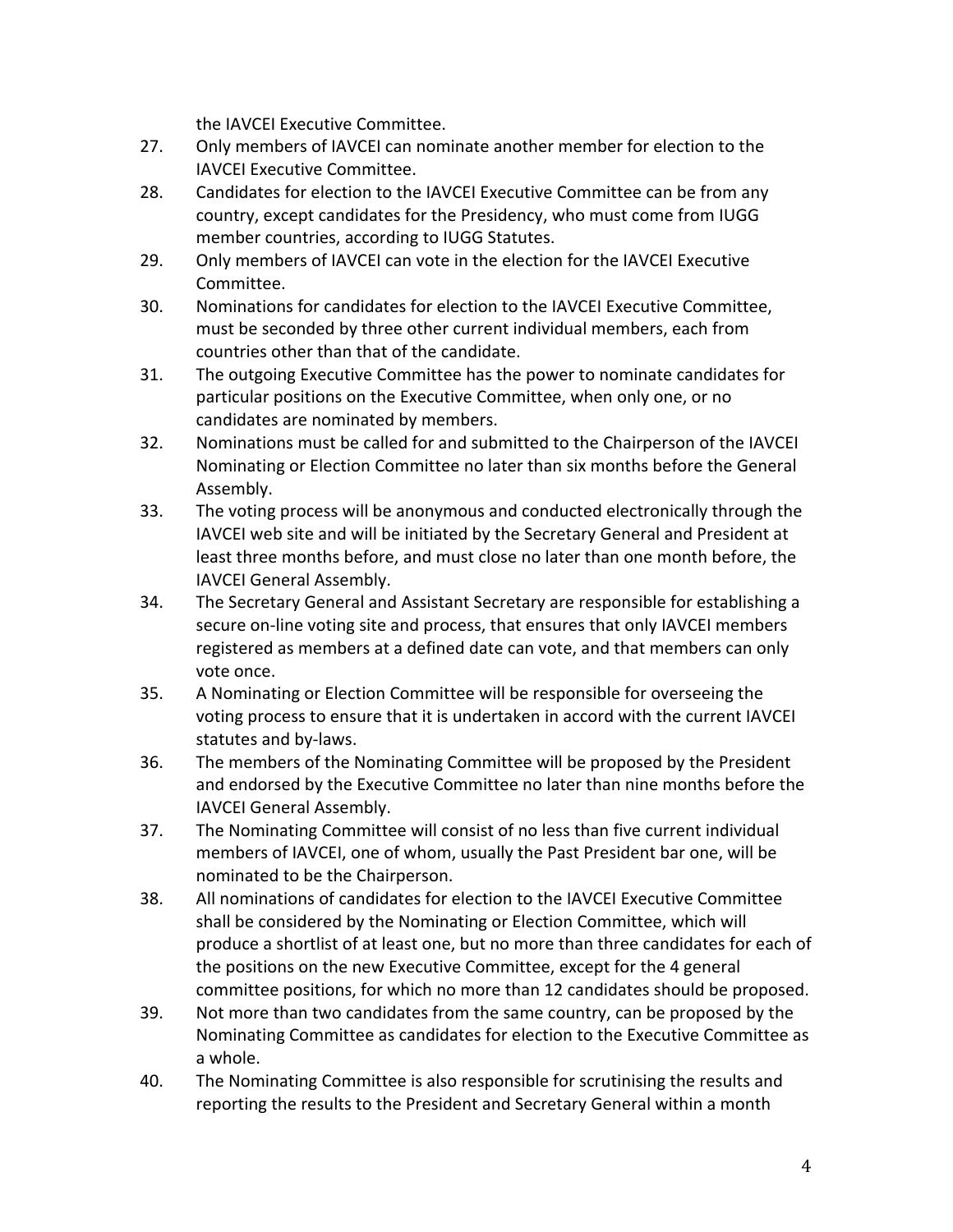the IAVCEI Executive Committee.

27. Only members of IAVCEI can nominate another member for election to the IAVCEI Executive Committee.
28. Candidates for election to the IAVCEI Executive Committee can be from any country, except candidates for the Presidency, who must come from IUGG member countries, according to IUGG Statutes.
29. Only members of IAVCEI can vote in the election for the IAVCEI Executive Committee.
30. Nominations for candidates for election to the IAVCEI Executive Committee, must be seconded by three other current individual members, each from countries other than that of the candidate.
31. The outgoing Executive Committee has the power to nominate candidates for particular positions on the Executive Committee, when only one, or no candidates are nominated by members.
32. Nominations must be called for and submitted to the Chairperson of the IAVCEI Nominating or Election Committee no later than six months before the General Assembly.
33. The voting process will be anonymous and conducted electronically through the IAVCEI web site and will be initiated by the Secretary General and President at least three months before, and must close no later than one month before, the IAVCEI General Assembly.
34. The Secretary General and Assistant Secretary are responsible for establishing a secure on-line voting site and process, that ensures that only IAVCEI members registered as members at a defined date can vote, and that members can only vote once.
35. A Nominating or Election Committee will be responsible for overseeing the voting process to ensure that it is undertaken in accord with the current IAVCEI statutes and by-laws.
36. The members of the Nominating Committee will be proposed by the President and endorsed by the Executive Committee no later than nine months before the IAVCEI General Assembly.
37. The Nominating Committee will consist of no less than five current individual members of IAVCEI, one of whom, usually the Past President bar one, will be nominated to be the Chairperson.
38. All nominations of candidates for election to the IAVCEI Executive Committee shall be considered by the Nominating or Election Committee, which will produce a shortlist of at least one, but no more than three candidates for each of the positions on the new Executive Committee, except for the 4 general committee positions, for which no more than 12 candidates should be proposed.
39. Not more than two candidates from the same country, can be proposed by the Nominating Committee as candidates for election to the Executive Committee as a whole.
40. The Nominating Committee is also responsible for scrutinising the results and reporting the results to the President and Secretary General within a month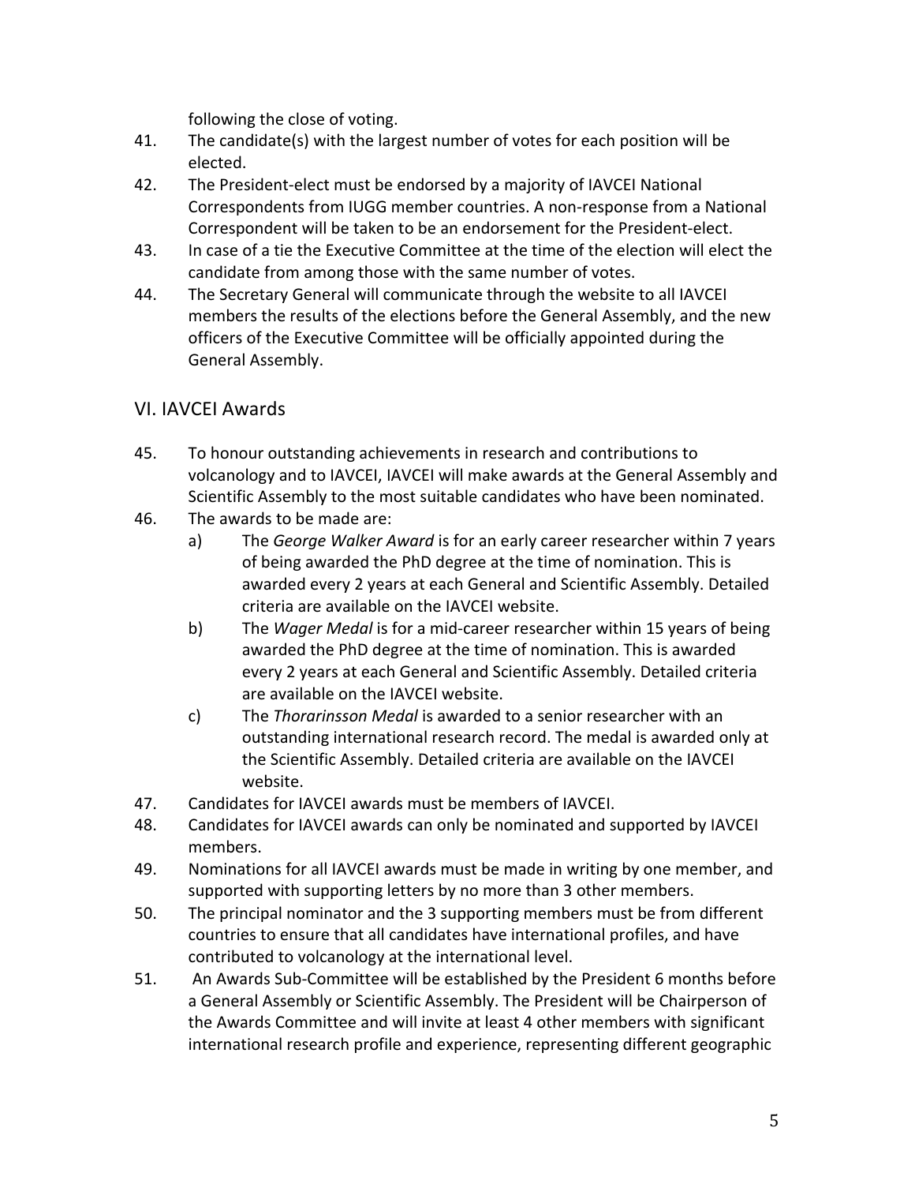following the close of voting.

41. The candidate(s) with the largest number of votes for each position will be elected.
42. The President-elect must be endorsed by a majority of IAVCEI National Correspondents from IUGG member countries. A non-response from a National Correspondent will be taken to be an endorsement for the President-elect.
43. In case of a tie the Executive Committee at the time of the election will elect the candidate from among those with the same number of votes.
44. The Secretary General will communicate through the website to all IAVCEI members the results of the elections before the General Assembly, and the new officers of the Executive Committee will be officially appointed during the General Assembly.

## VI. IAVCEI Awards

45. To honour outstanding achievements in research and contributions to volcanology and to IAVCEI, IAVCEI will make awards at the General Assembly and Scientific Assembly to the most suitable candidates who have been nominated.
46. The awards to be made are:
    a) The *George Walker Award* is for an early career researcher within 7 years of being awarded the PhD degree at the time of nomination. This is awarded every 2 years at each General and Scientific Assembly. Detailed criteria are available on the IAVCEI website.
    b) The *Wager Medal* is for a mid-career researcher within 15 years of being awarded the PhD degree at the time of nomination. This is awarded every 2 years at each General and Scientific Assembly. Detailed criteria are available on the IAVCEI website.
    c) The *Thorarinsson Medal* is awarded to a senior researcher with an outstanding international research record. The medal is awarded only at the Scientific Assembly. Detailed criteria are available on the IAVCEI website.
47. Candidates for IAVCEI awards must be members of IAVCEI.
48. Candidates for IAVCEI awards can only be nominated and supported by IAVCEI members.
49. Nominations for all IAVCEI awards must be made in writing by one member, and supported with supporting letters by no more than 3 other members.
50. The principal nominator and the 3 supporting members must be from different countries to ensure that all candidates have international profiles, and have contributed to volcanology at the international level.
51. An Awards Sub-Committee will be established by the President 6 months before a General Assembly or Scientific Assembly. The President will be Chairperson of the Awards Committee and will invite at least 4 other members with significant international research profile and experience, representing different geographic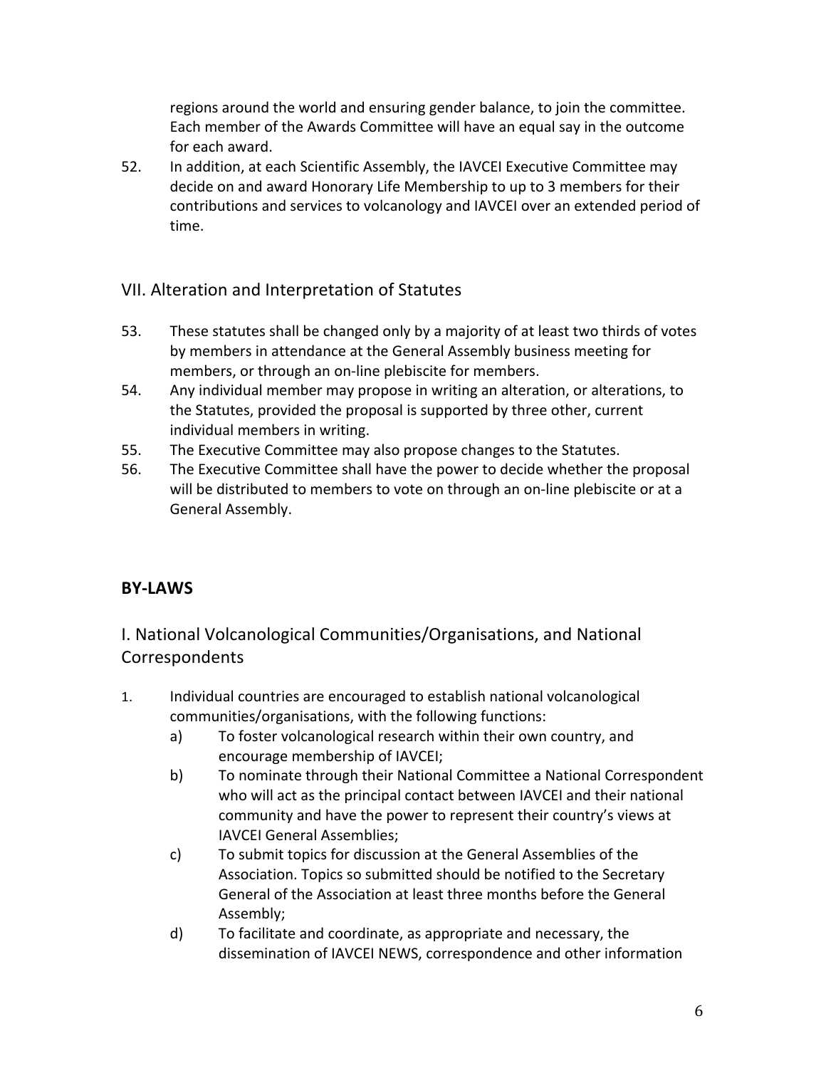regions around the world and ensuring gender balance, to join the committee. Each member of the Awards Committee will have an equal say in the outcome for each award.

52. In addition, at each Scientific Assembly, the IAVCEI Executive Committee may decide on and award Honorary Life Membership to up to 3 members for their contributions and services to volcanology and IAVCEI over an extended period of time.

## VII. Alteration and Interpretation of Statutes

53. These statutes shall be changed only by a majority of at least two thirds of votes by members in attendance at the General Assembly business meeting for members, or through an on-line plebiscite for members.
54. Any individual member may propose in writing an alteration, or alterations, to the Statutes, provided the proposal is supported by three other, current individual members in writing.
55. The Executive Committee may also propose changes to the Statutes.
56. The Executive Committee shall have the power to decide whether the proposal will be distributed to members to vote on through an on-line plebiscite or at a General Assembly.

# BY-LAWS

## I. National Volcanological Communities/Organisations, and National Correspondents

1. Individual countries are encouraged to establish national volcanological communities/organisations, with the following functions:
   a) To foster volcanological research within their own country, and encourage membership of IAVCEI;
   b) To nominate through their National Committee a National Correspondent who will act as the principal contact between IAVCEI and their national community and have the power to represent their country's views at IAVCEI General Assemblies;
   c) To submit topics for discussion at the General Assemblies of the Association. Topics so submitted should be notified to the Secretary General of the Association at least three months before the General Assembly;
   d) To facilitate and coordinate, as appropriate and necessary, the dissemination of IAVCEI NEWS, correspondence and other information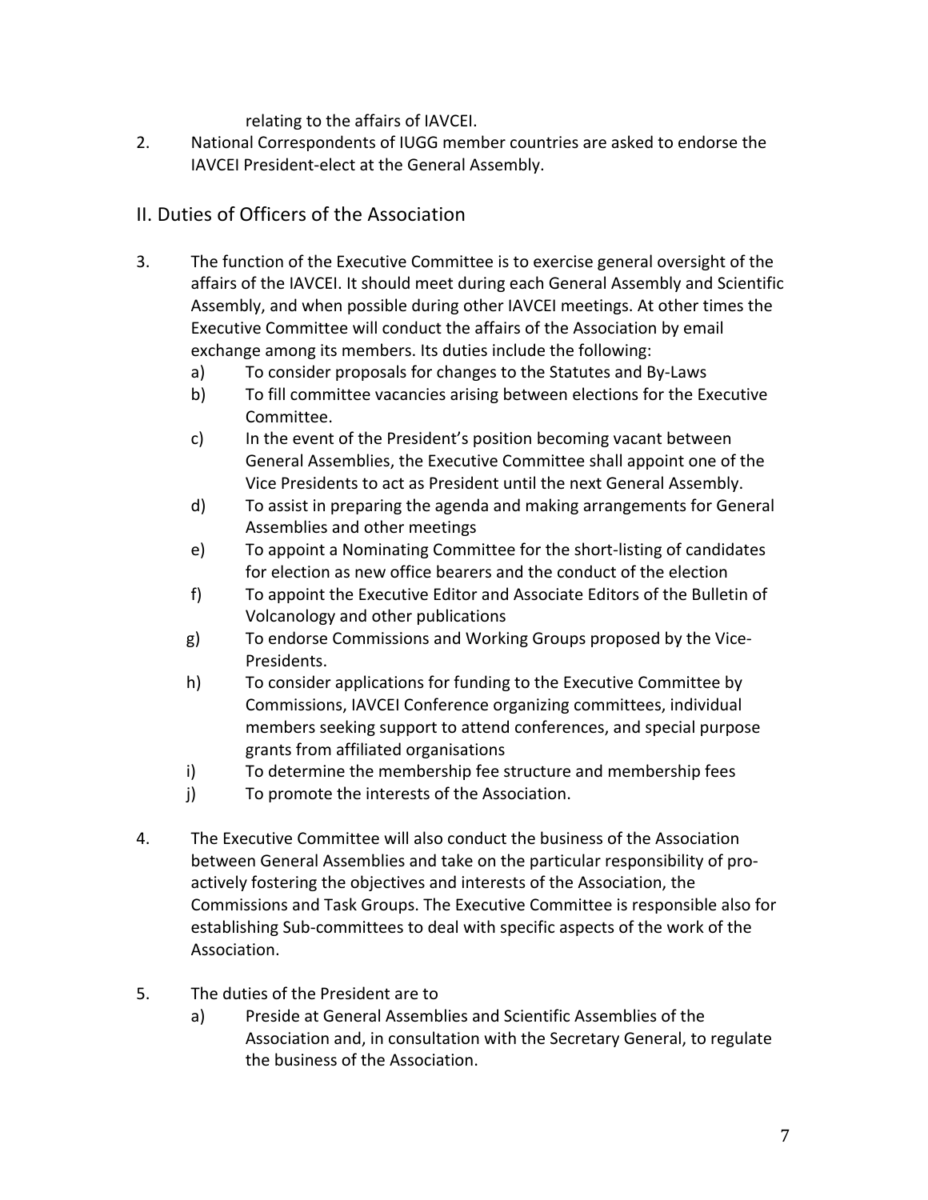relating to the affairs of IAVCEI.

2. National Correspondents of IUGG member countries are asked to endorse the IAVCEI President-elect at the General Assembly.

## II. Duties of Officers of the Association

3. The function of the Executive Committee is to exercise general oversight of the affairs of the IAVCEI. It should meet during each General Assembly and Scientific Assembly, and when possible during other IAVCEI meetings. At other times the Executive Committee will conduct the affairs of the Association by email exchange among its members. Its duties include the following:
   a) To consider proposals for changes to the Statutes and By-Laws
   b) To fill committee vacancies arising between elections for the Executive Committee.
   c) In the event of the President's position becoming vacant between General Assemblies, the Executive Committee shall appoint one of the Vice Presidents to act as President until the next General Assembly.
   d) To assist in preparing the agenda and making arrangements for General Assemblies and other meetings
   e) To appoint a Nominating Committee for the short-listing of candidates for election as new office bearers and the conduct of the election
   f) To appoint the Executive Editor and Associate Editors of the Bulletin of Volcanology and other publications
   g) To endorse Commissions and Working Groups proposed by the Vice-Presidents.
   h) To consider applications for funding to the Executive Committee by Commissions, IAVCEI Conference organizing committees, individual members seeking support to attend conferences, and special purpose grants from affiliated organisations
   i) To determine the membership fee structure and membership fees
   j) To promote the interests of the Association.

4. The Executive Committee will also conduct the business of the Association between General Assemblies and take on the particular responsibility of pro-actively fostering the objectives and interests of the Association, the Commissions and Task Groups. The Executive Committee is responsible also for establishing Sub-committees to deal with specific aspects of the work of the Association.

5. The duties of the President are to
   a) Preside at General Assemblies and Scientific Assemblies of the Association and, in consultation with the Secretary General, to regulate the business of the Association.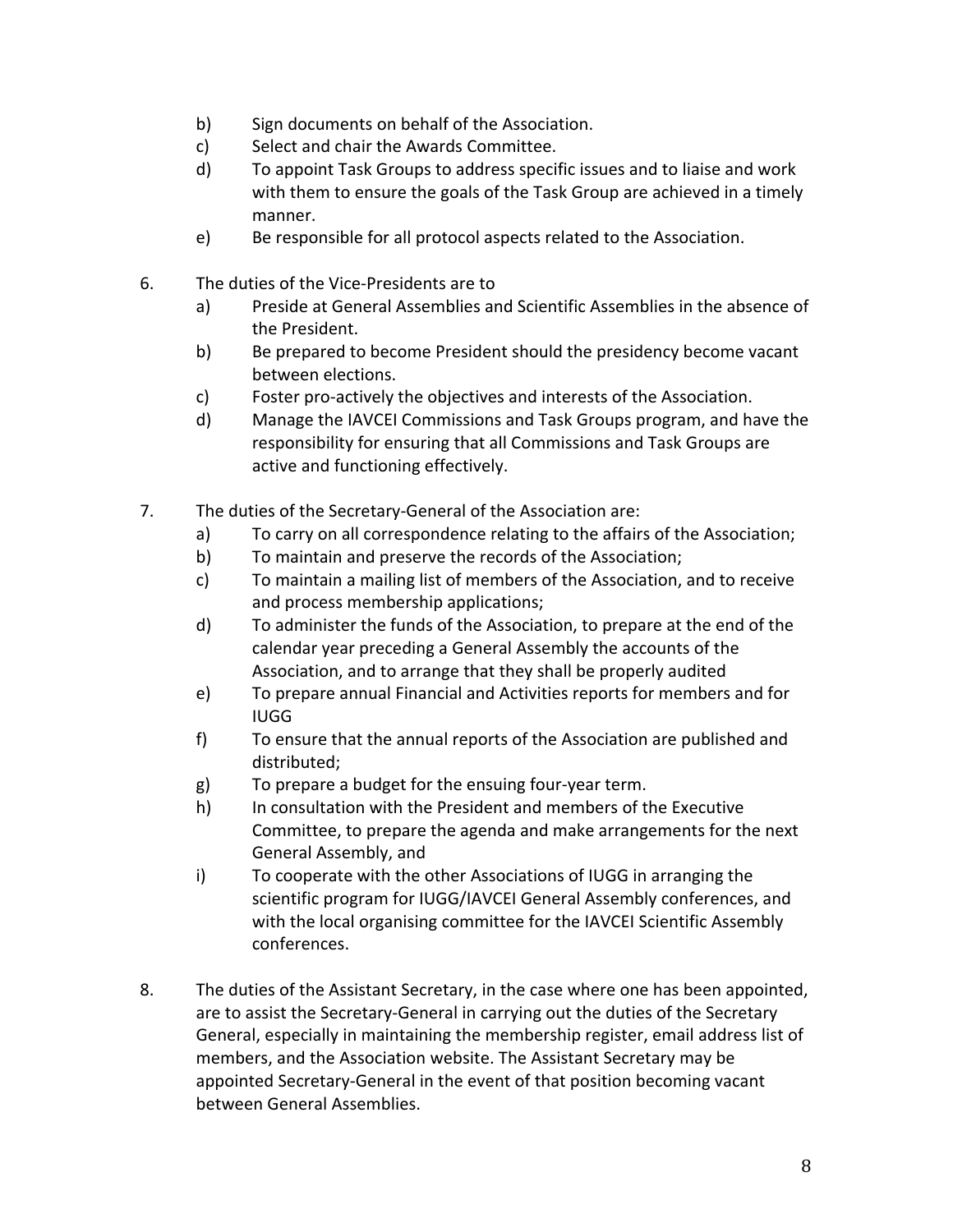b) Sign documents on behalf of the Association.

c) Select and chair the Awards Committee.

d) To appoint Task Groups to address specific issues and to liaise and work with them to ensure the goals of the Task Group are achieved in a timely manner.

e) Be responsible for all protocol aspects related to the Association.

6. The duties of the Vice-Presidents are to

   a) Preside at General Assemblies and Scientific Assemblies in the absence of the President.

   b) Be prepared to become President should the presidency become vacant between elections.

   c) Foster pro-actively the objectives and interests of the Association.

   d) Manage the IAVCEI Commissions and Task Groups program, and have the responsibility for ensuring that all Commissions and Task Groups are active and functioning effectively.

7. The duties of the Secretary-General of the Association are:

   a) To carry on all correspondence relating to the affairs of the Association;

   b) To maintain and preserve the records of the Association;

   c) To maintain a mailing list of members of the Association, and to receive and process membership applications;

   d) To administer the funds of the Association, to prepare at the end of the calendar year preceding a General Assembly the accounts of the Association, and to arrange that they shall be properly audited

   e) To prepare annual Financial and Activities reports for members and for IUGG

   f) To ensure that the annual reports of the Association are published and distributed;

   g) To prepare a budget for the ensuing four-year term.

   h) In consultation with the President and members of the Executive Committee, to prepare the agenda and make arrangements for the next General Assembly, and

   i) To cooperate with the other Associations of IUGG in arranging the scientific program for IUGG/IAVCEI General Assembly conferences, and with the local organising committee for the IAVCEI Scientific Assembly conferences.

8. The duties of the Assistant Secretary, in the case where one has been appointed, are to assist the Secretary-General in carrying out the duties of the Secretary General, especially in maintaining the membership register, email address list of members, and the Association website. The Assistant Secretary may be appointed Secretary-General in the event of that position becoming vacant between General Assemblies.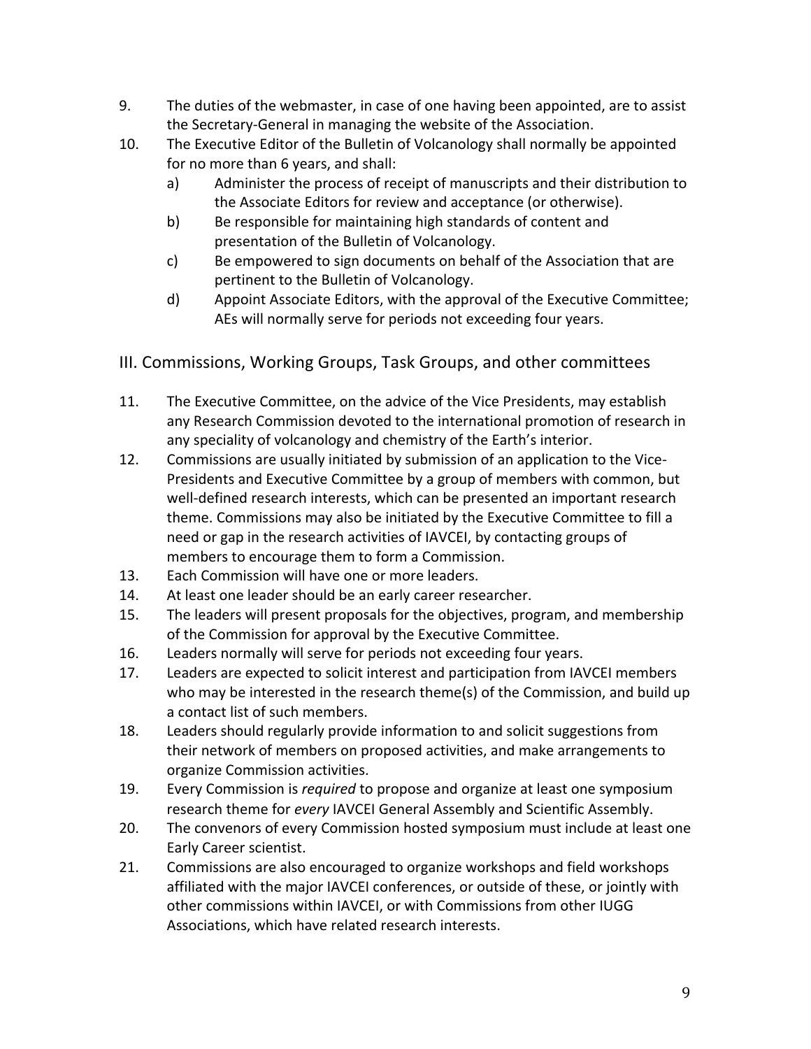9. The duties of the webmaster, in case of one having been appointed, are to assist the Secretary-General in managing the website of the Association.
10. The Executive Editor of the Bulletin of Volcanology shall normally be appointed for no more than 6 years, and shall:
    a) Administer the process of receipt of manuscripts and their distribution to the Associate Editors for review and acceptance (or otherwise).
    b) Be responsible for maintaining high standards of content and presentation of the Bulletin of Volcanology.
    c) Be empowered to sign documents on behalf of the Association that are pertinent to the Bulletin of Volcanology.
    d) Appoint Associate Editors, with the approval of the Executive Committee; AEs will normally serve for periods not exceeding four years.

## III. Commissions, Working Groups, Task Groups, and other committees

11. The Executive Committee, on the advice of the Vice Presidents, may establish any Research Commission devoted to the international promotion of research in any speciality of volcanology and chemistry of the Earth's interior.
12. Commissions are usually initiated by submission of an application to the Vice-Presidents and Executive Committee by a group of members with common, but well-defined research interests, which can be presented an important research theme. Commissions may also be initiated by the Executive Committee to fill a need or gap in the research activities of IAVCEI, by contacting groups of members to encourage them to form a Commission.
13. Each Commission will have one or more leaders.
14. At least one leader should be an early career researcher.
15. The leaders will present proposals for the objectives, program, and membership of the Commission for approval by the Executive Committee.
16. Leaders normally will serve for periods not exceeding four years.
17. Leaders are expected to solicit interest and participation from IAVCEI members who may be interested in the research theme(s) of the Commission, and build up a contact list of such members.
18. Leaders should regularly provide information to and solicit suggestions from their network of members on proposed activities, and make arrangements to organize Commission activities.
19. Every Commission is *required* to propose and organize at least one symposium research theme for *every* IAVCEI General Assembly and Scientific Assembly.
20. The convenors of every Commission hosted symposium must include at least one Early Career scientist.
21. Commissions are also encouraged to organize workshops and field workshops affiliated with the major IAVCEI conferences, or outside of these, or jointly with other commissions within IAVCEI, or with Commissions from other IUGG Associations, which have related research interests.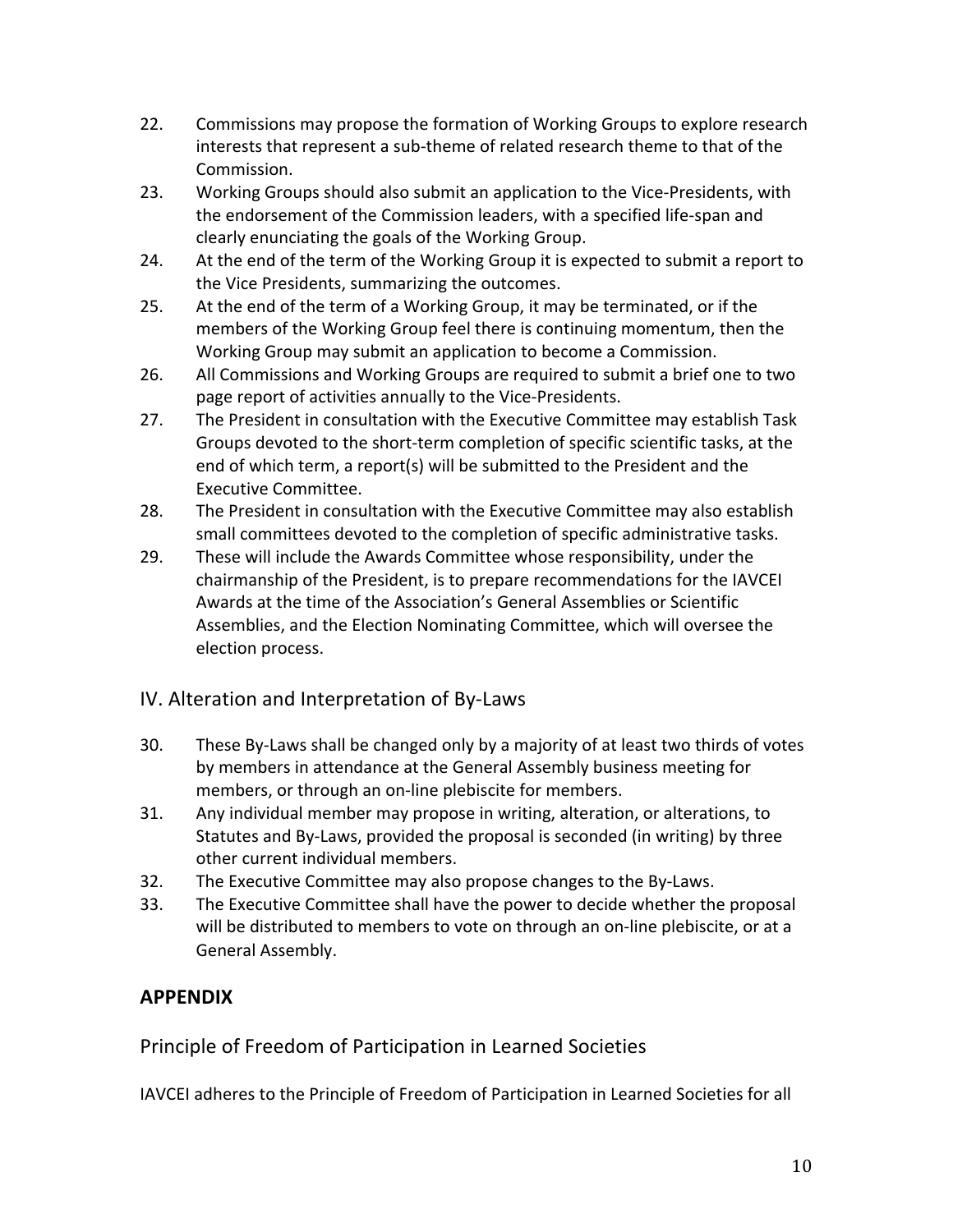22. Commissions may propose the formation of Working Groups to explore research interests that represent a sub-theme of related research theme to that of the Commission.
23. Working Groups should also submit an application to the Vice-Presidents, with the endorsement of the Commission leaders, with a specified life-span and clearly enunciating the goals of the Working Group.
24. At the end of the term of the Working Group it is expected to submit a report to the Vice Presidents, summarizing the outcomes.
25. At the end of the term of a Working Group, it may be terminated, or if the members of the Working Group feel there is continuing momentum, then the Working Group may submit an application to become a Commission.
26. All Commissions and Working Groups are required to submit a brief one to two page report of activities annually to the Vice-Presidents.
27. The President in consultation with the Executive Committee may establish Task Groups devoted to the short-term completion of specific scientific tasks, at the end of which term, a report(s) will be submitted to the President and the Executive Committee.
28. The President in consultation with the Executive Committee may also establish small committees devoted to the completion of specific administrative tasks.
29. These will include the Awards Committee whose responsibility, under the chairmanship of the President, is to prepare recommendations for the IAVCEI Awards at the time of the Association's General Assemblies or Scientific Assemblies, and the Election Nominating Committee, which will oversee the election process.

## IV. Alteration and Interpretation of By-Laws

30. These By-Laws shall be changed only by a majority of at least two thirds of votes by members in attendance at the General Assembly business meeting for members, or through an on-line plebiscite for members.
31. Any individual member may propose in writing, alteration, or alterations, to Statutes and By-Laws, provided the proposal is seconded (in writing) by three other current individual members.
32. The Executive Committee may also propose changes to the By-Laws.
33. The Executive Committee shall have the power to decide whether the proposal will be distributed to members to vote on through an on-line plebiscite, or at a General Assembly.

# APPENDIX

## Principle of Freedom of Participation in Learned Societies

IAVCEI adheres to the Principle of Freedom of Participation in Learned Societies for all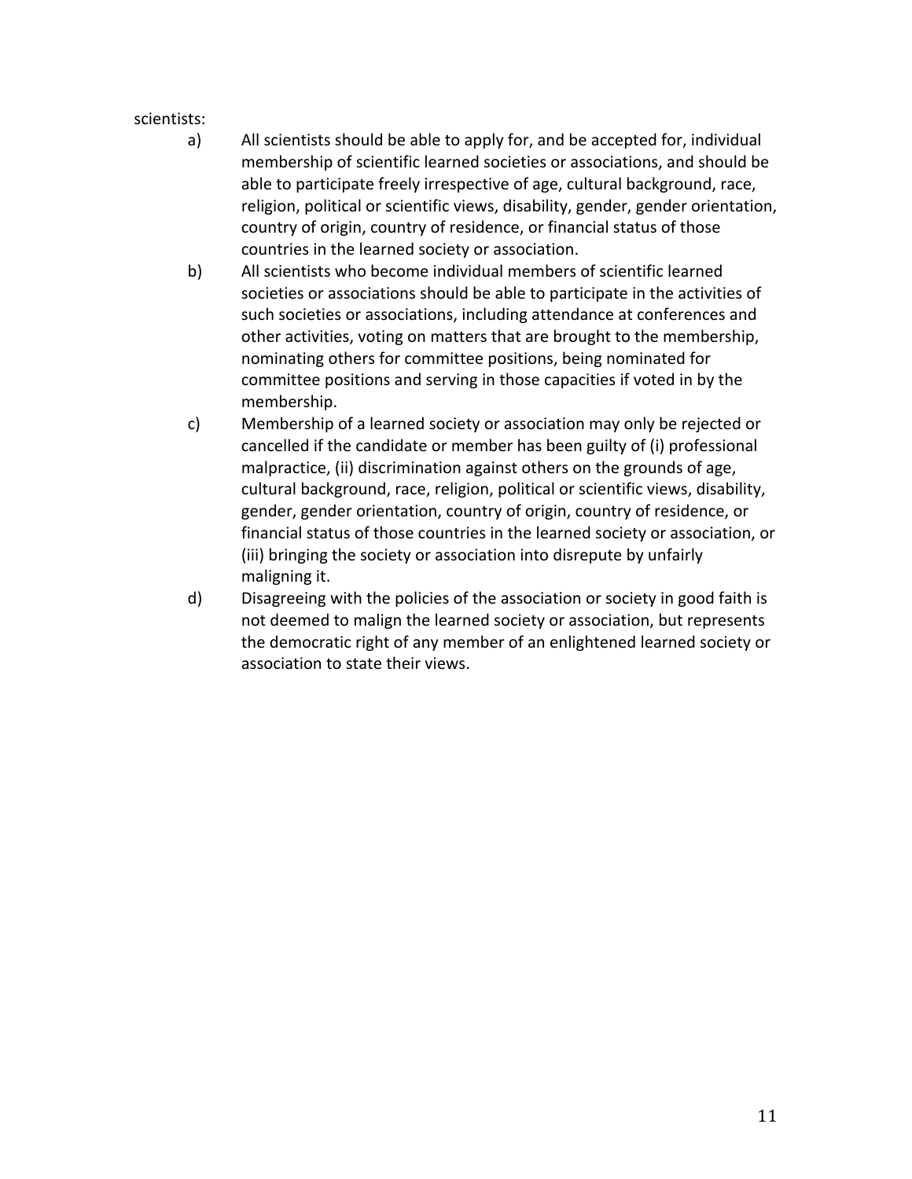scientists:

a) All scientists should be able to apply for, and be accepted for, individual membership of scientific learned societies or associations, and should be able to participate freely irrespective of age, cultural background, race, religion, political or scientific views, disability, gender, gender orientation, country of origin, country of residence, or financial status of those countries in the learned society or association.

b) All scientists who become individual members of scientific learned societies or associations should be able to participate in the activities of such societies or associations, including attendance at conferences and other activities, voting on matters that are brought to the membership, nominating others for committee positions, being nominated for committee positions and serving in those capacities if voted in by the membership.

c) Membership of a learned society or association may only be rejected or cancelled if the candidate or member has been guilty of (i) professional malpractice, (ii) discrimination against others on the grounds of age, cultural background, race, religion, political or scientific views, disability, gender, gender orientation, country of origin, country of residence, or financial status of those countries in the learned society or association, or (iii) bringing the society or association into disrepute by unfairly maligning it.

d) Disagreeing with the policies of the association or society in good faith is not deemed to malign the learned society or association, but represents the democratic right of any member of an enlightened learned society or association to state their views.